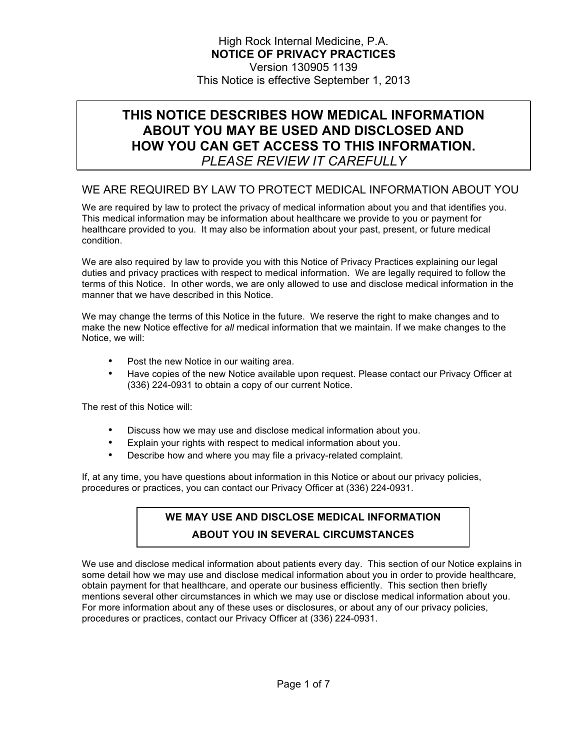High Rock Internal Medicine, P.A.

**NOTICE OF PRIVACY PRACTICES**

Version 130905 1139

This Notice is effective September 1, 2013

# THIS NOTICE DESCRIBES HOW MEDICAL INFORMATION ABOUT YOU MAY BE USED AND DISCLOSED AND HOW YOU CAN GET ACCESS TO THIS INFORMATION.

*PLEASE REVIEW IT CAREFULLY*

## WE ARE REQUIRED BY LAW TO PROTECT MEDICAL INFORMATION ABOUT YOU

We are required by law to protect the privacy of medical information about you and that identifies you. This medical information may be information about healthcare we provide to you or payment for healthcare provided to you. It may also be information about your past, present, or future medical condition.

We are also required by law to provide you with this Notice of Privacy Practices explaining our legal duties and privacy practices with respect to medical information. We are legally required to follow the terms of this Notice. In other words, we are only allowed to use and disclose medical information in the manner that we have described in this Notice.

We may change the terms of this Notice in the future. We reserve the right to make changes and to make the new Notice effective for *all* medical information that we maintain. If we make changes to the Notice, we will:

- Post the new Notice in our waiting area.
- Have copies of the new Notice available upon request. Please contact our Privacy Officer at (336) 224-0931 to obtain a copy of our current Notice.

The rest of this Notice will:

- Discuss how we may use and disclose medical information about you.
- Explain your rights with respect to medical information about you.
- Describe how and where you may file a privacy-related complaint.

If, at any time, you have questions about information in this Notice or about our privacy policies, procedures or practices, you can contact our Privacy Officer at (336) 224-0931.

## WE MAY USE AND DISCLOSE MEDICAL INFORMATION ABOUT YOU IN SEVERAL CIRCUMSTANCES

We use and disclose medical information about patients every day. This section of our Notice explains in some detail how we may use and disclose medical information about you in order to provide healthcare, obtain payment for that healthcare, and operate our business efficiently. This section then briefly mentions several other circumstances in which we may use or disclose medical information about you. For more information about any of these uses or disclosures, or about any of our privacy policies, procedures or practices, contact our Privacy Officer at (336) 224-0931.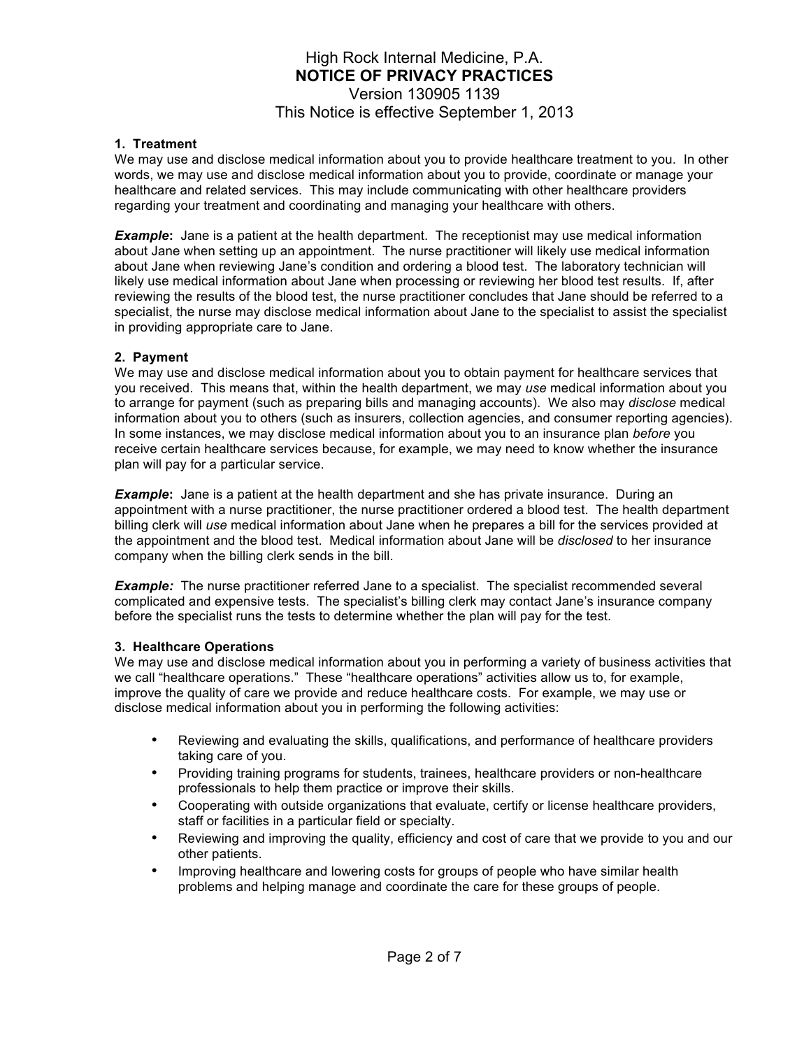# High Rock Internal Medicine, P.A.
# NOTICE OF PRIVACY PRACTICES
Version 130905 1139
This Notice is effective September 1, 2013

**1. Treatment**
We may use and disclose medical information about you to provide healthcare treatment to you. In other words, we may use and disclose medical information about you to provide, coordinate or manage your healthcare and related services. This may include communicating with other healthcare providers regarding your treatment and coordinating and managing your healthcare with others.

***Example*****:** Jane is a patient at the health department. The receptionist may use medical information about Jane when setting up an appointment. The nurse practitioner will likely use medical information about Jane when reviewing Jane's condition and ordering a blood test. The laboratory technician will likely use medical information about Jane when processing or reviewing her blood test results. If, after reviewing the results of the blood test, the nurse practitioner concludes that Jane should be referred to a specialist, the nurse may disclose medical information about Jane to the specialist to assist the specialist in providing appropriate care to Jane.

**2. Payment**
We may use and disclose medical information about you to obtain payment for healthcare services that you received. This means that, within the health department, we may *use* medical information about you to arrange for payment (such as preparing bills and managing accounts). We also may *disclose* medical information about you to others (such as insurers, collection agencies, and consumer reporting agencies). In some instances, we may disclose medical information about you to an insurance plan *before* you receive certain healthcare services because, for example, we may need to know whether the insurance plan will pay for a particular service.

***Example*****:** Jane is a patient at the health department and she has private insurance. During an appointment with a nurse practitioner, the nurse practitioner ordered a blood test. The health department billing clerk will *use* medical information about Jane when he prepares a bill for the services provided at the appointment and the blood test. Medical information about Jane will be *disclosed* to her insurance company when the billing clerk sends in the bill.

***Example:*** The nurse practitioner referred Jane to a specialist. The specialist recommended several complicated and expensive tests. The specialist's billing clerk may contact Jane's insurance company before the specialist runs the tests to determine whether the plan will pay for the test.

**3. Healthcare Operations**
We may use and disclose medical information about you in performing a variety of business activities that we call "healthcare operations." These "healthcare operations" activities allow us to, for example, improve the quality of care we provide and reduce healthcare costs. For example, we may use or disclose medical information about you in performing the following activities:

- Reviewing and evaluating the skills, qualifications, and performance of healthcare providers taking care of you.
- Providing training programs for students, trainees, healthcare providers or non-healthcare professionals to help them practice or improve their skills.
- Cooperating with outside organizations that evaluate, certify or license healthcare providers, staff or facilities in a particular field or specialty.
- Reviewing and improving the quality, efficiency and cost of care that we provide to you and our other patients.
- Improving healthcare and lowering costs for groups of people who have similar health problems and helping manage and coordinate the care for these groups of people.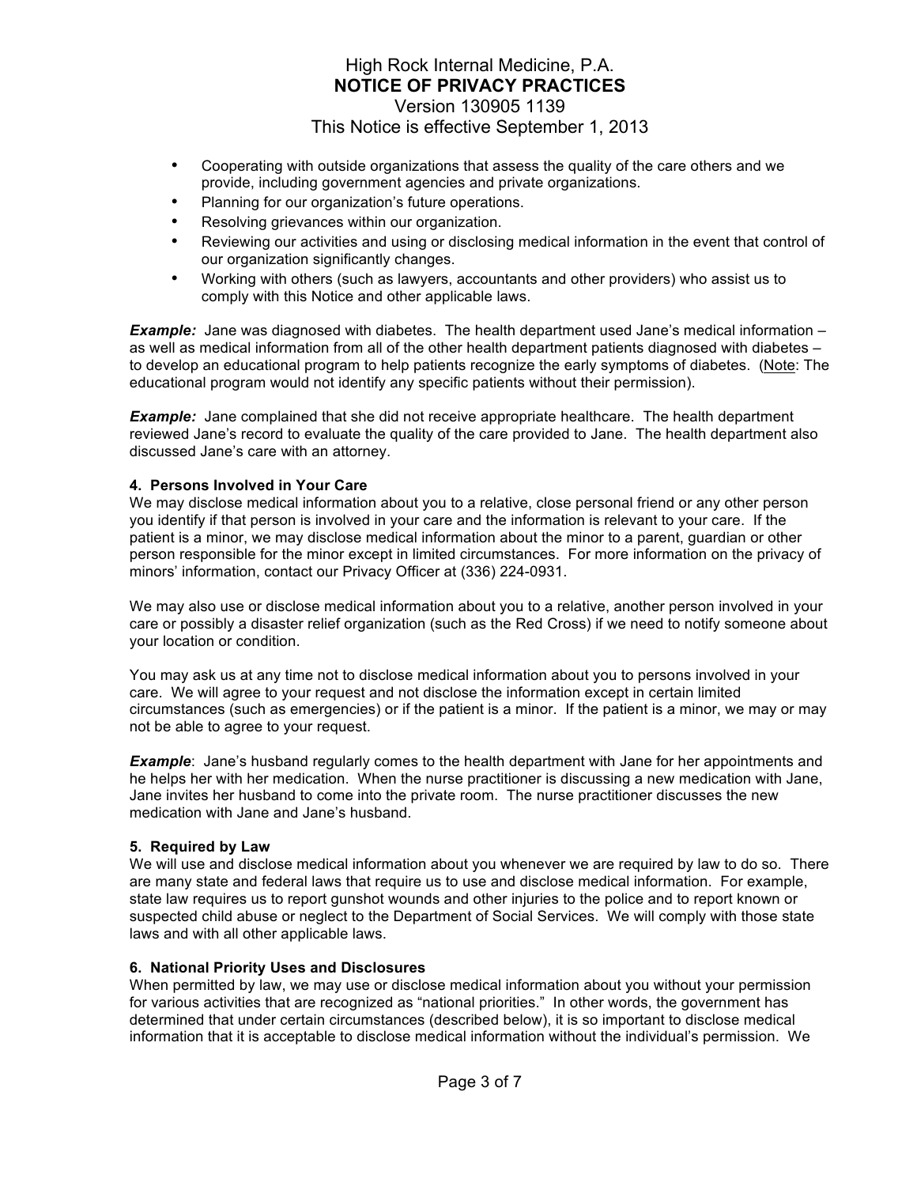- Cooperating with outside organizations that assess the quality of the care others and we provide, including government agencies and private organizations.
- Planning for our organization's future operations.
- Resolving grievances within our organization.
- Reviewing our activities and using or disclosing medical information in the event that control of our organization significantly changes.
- Working with others (such as lawyers, accountants and other providers) who assist us to comply with this Notice and other applicable laws.

***Example:*** Jane was diagnosed with diabetes. The health department used Jane's medical information – as well as medical information from all of the other health department patients diagnosed with diabetes – to develop an educational program to help patients recognize the early symptoms of diabetes. (Note: The educational program would not identify any specific patients without their permission).

***Example:*** Jane complained that she did not receive appropriate healthcare. The health department reviewed Jane's record to evaluate the quality of the care provided to Jane. The health department also discussed Jane's care with an attorney.

**4. Persons Involved in Your Care**

We may disclose medical information about you to a relative, close personal friend or any other person you identify if that person is involved in your care and the information is relevant to your care. If the patient is a minor, we may disclose medical information about the minor to a parent, guardian or other person responsible for the minor except in limited circumstances. For more information on the privacy of minors' information, contact our Privacy Officer at (336) 224-0931.

We may also use or disclose medical information about you to a relative, another person involved in your care or possibly a disaster relief organization (such as the Red Cross) if we need to notify someone about your location or condition.

You may ask us at any time not to disclose medical information about you to persons involved in your care. We will agree to your request and not disclose the information except in certain limited circumstances (such as emergencies) or if the patient is a minor. If the patient is a minor, we may or may not be able to agree to your request.

***Example***: Jane's husband regularly comes to the health department with Jane for her appointments and he helps her with her medication. When the nurse practitioner is discussing a new medication with Jane, Jane invites her husband to come into the private room. The nurse practitioner discusses the new medication with Jane and Jane's husband.

**5. Required by Law**

We will use and disclose medical information about you whenever we are required by law to do so. There are many state and federal laws that require us to use and disclose medical information. For example, state law requires us to report gunshot wounds and other injuries to the police and to report known or suspected child abuse or neglect to the Department of Social Services. We will comply with those state laws and with all other applicable laws.

**6. National Priority Uses and Disclosures**

When permitted by law, we may use or disclose medical information about you without your permission for various activities that are recognized as "national priorities." In other words, the government has determined that under certain circumstances (described below), it is so important to disclose medical information that it is acceptable to disclose medical information without the individual's permission. We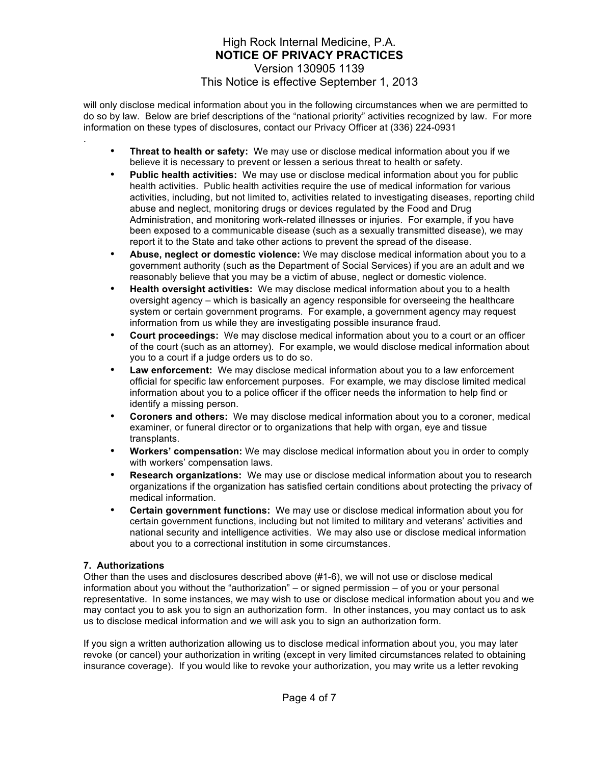will only disclose medical information about you in the following circumstances when we are permitted to do so by law. Below are brief descriptions of the "national priority" activities recognized by law. For more information on these types of disclosures, contact our Privacy Officer at (336) 224-0931
.

- **Threat to health or safety:** We may use or disclose medical information about you if we believe it is necessary to prevent or lessen a serious threat to health or safety.
- **Public health activities:** We may use or disclose medical information about you for public health activities. Public health activities require the use of medical information for various activities, including, but not limited to, activities related to investigating diseases, reporting child abuse and neglect, monitoring drugs or devices regulated by the Food and Drug Administration, and monitoring work-related illnesses or injuries. For example, if you have been exposed to a communicable disease (such as a sexually transmitted disease), we may report it to the State and take other actions to prevent the spread of the disease.
- **Abuse, neglect or domestic violence:** We may disclose medical information about you to a government authority (such as the Department of Social Services) if you are an adult and we reasonably believe that you may be a victim of abuse, neglect or domestic violence.
- **Health oversight activities:** We may disclose medical information about you to a health oversight agency – which is basically an agency responsible for overseeing the healthcare system or certain government programs. For example, a government agency may request information from us while they are investigating possible insurance fraud.
- **Court proceedings:** We may disclose medical information about you to a court or an officer of the court (such as an attorney). For example, we would disclose medical information about you to a court if a judge orders us to do so.
- **Law enforcement:** We may disclose medical information about you to a law enforcement official for specific law enforcement purposes. For example, we may disclose limited medical information about you to a police officer if the officer needs the information to help find or identify a missing person.
- **Coroners and others:** We may disclose medical information about you to a coroner, medical examiner, or funeral director or to organizations that help with organ, eye and tissue transplants.
- **Workers' compensation:** We may disclose medical information about you in order to comply with workers' compensation laws.
- **Research organizations:** We may use or disclose medical information about you to research organizations if the organization has satisfied certain conditions about protecting the privacy of medical information.
- **Certain government functions:** We may use or disclose medical information about you for certain government functions, including but not limited to military and veterans' activities and national security and intelligence activities. We may also use or disclose medical information about you to a correctional institution in some circumstances.

**7. Authorizations**

Other than the uses and disclosures described above (#1-6), we will not use or disclose medical information about you without the "authorization" – or signed permission – of you or your personal representative. In some instances, we may wish to use or disclose medical information about you and we may contact you to ask you to sign an authorization form. In other instances, you may contact us to ask us to disclose medical information and we will ask you to sign an authorization form.

If you sign a written authorization allowing us to disclose medical information about you, you may later revoke (or cancel) your authorization in writing (except in very limited circumstances related to obtaining insurance coverage). If you would like to revoke your authorization, you may write us a letter revoking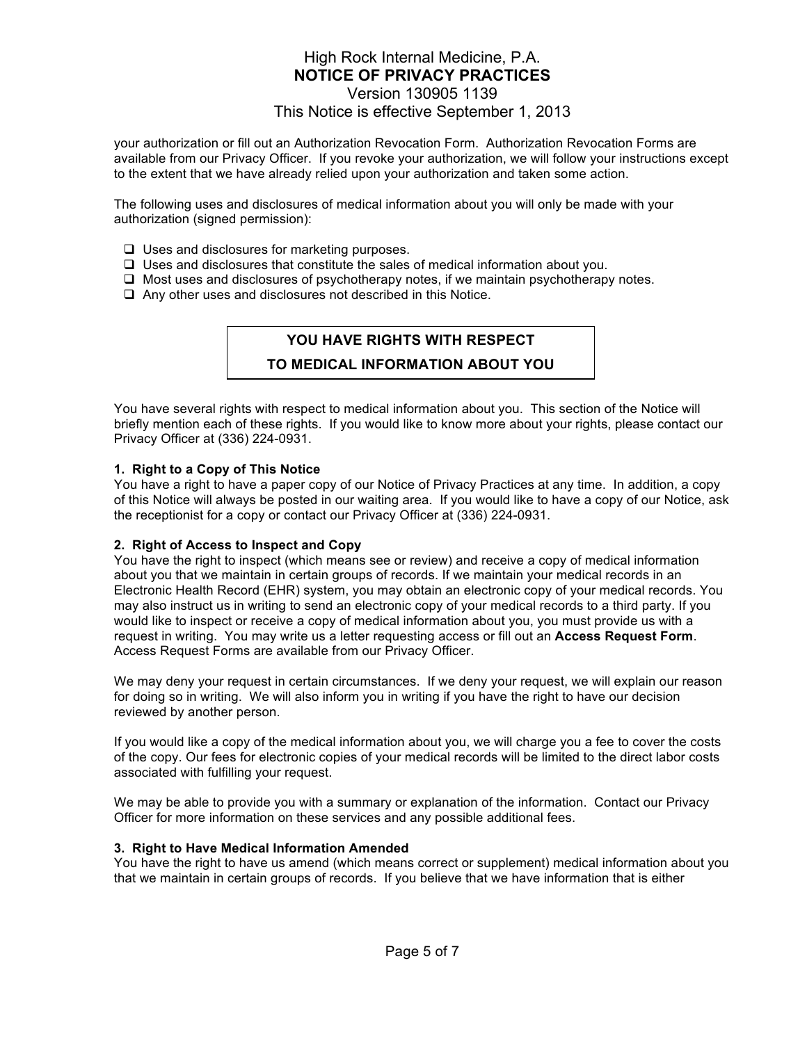your authorization or fill out an Authorization Revocation Form. Authorization Revocation Forms are available from our Privacy Officer. If you revoke your authorization, we will follow your instructions except to the extent that we have already relied upon your authorization and taken some action.

The following uses and disclosures of medical information about you will only be made with your authorization (signed permission):

- Uses and disclosures for marketing purposes.
- Uses and disclosures that constitute the sales of medical information about you.
- Most uses and disclosures of psychotherapy notes, if we maintain psychotherapy notes.
- Any other uses and disclosures not described in this Notice.

## YOU HAVE RIGHTS WITH RESPECT TO MEDICAL INFORMATION ABOUT YOU

You have several rights with respect to medical information about you. This section of the Notice will briefly mention each of these rights. If you would like to know more about your rights, please contact our Privacy Officer at (336) 224-0931.

**1. Right to a Copy of This Notice**
You have a right to have a paper copy of our Notice of Privacy Practices at any time. In addition, a copy of this Notice will always be posted in our waiting area. If you would like to have a copy of our Notice, ask the receptionist for a copy or contact our Privacy Officer at (336) 224-0931.

**2. Right of Access to Inspect and Copy**
You have the right to inspect (which means see or review) and receive a copy of medical information about you that we maintain in certain groups of records. If we maintain your medical records in an Electronic Health Record (EHR) system, you may obtain an electronic copy of your medical records. You may also instruct us in writing to send an electronic copy of your medical records to a third party. If you would like to inspect or receive a copy of medical information about you, you must provide us with a request in writing. You may write us a letter requesting access or fill out an **Access Request Form**. Access Request Forms are available from our Privacy Officer.

We may deny your request in certain circumstances. If we deny your request, we will explain our reason for doing so in writing. We will also inform you in writing if you have the right to have our decision reviewed by another person.

If you would like a copy of the medical information about you, we will charge you a fee to cover the costs of the copy. Our fees for electronic copies of your medical records will be limited to the direct labor costs associated with fulfilling your request.

We may be able to provide you with a summary or explanation of the information. Contact our Privacy Officer for more information on these services and any possible additional fees.

**3. Right to Have Medical Information Amended**
You have the right to have us amend (which means correct or supplement) medical information about you that we maintain in certain groups of records. If you believe that we have information that is either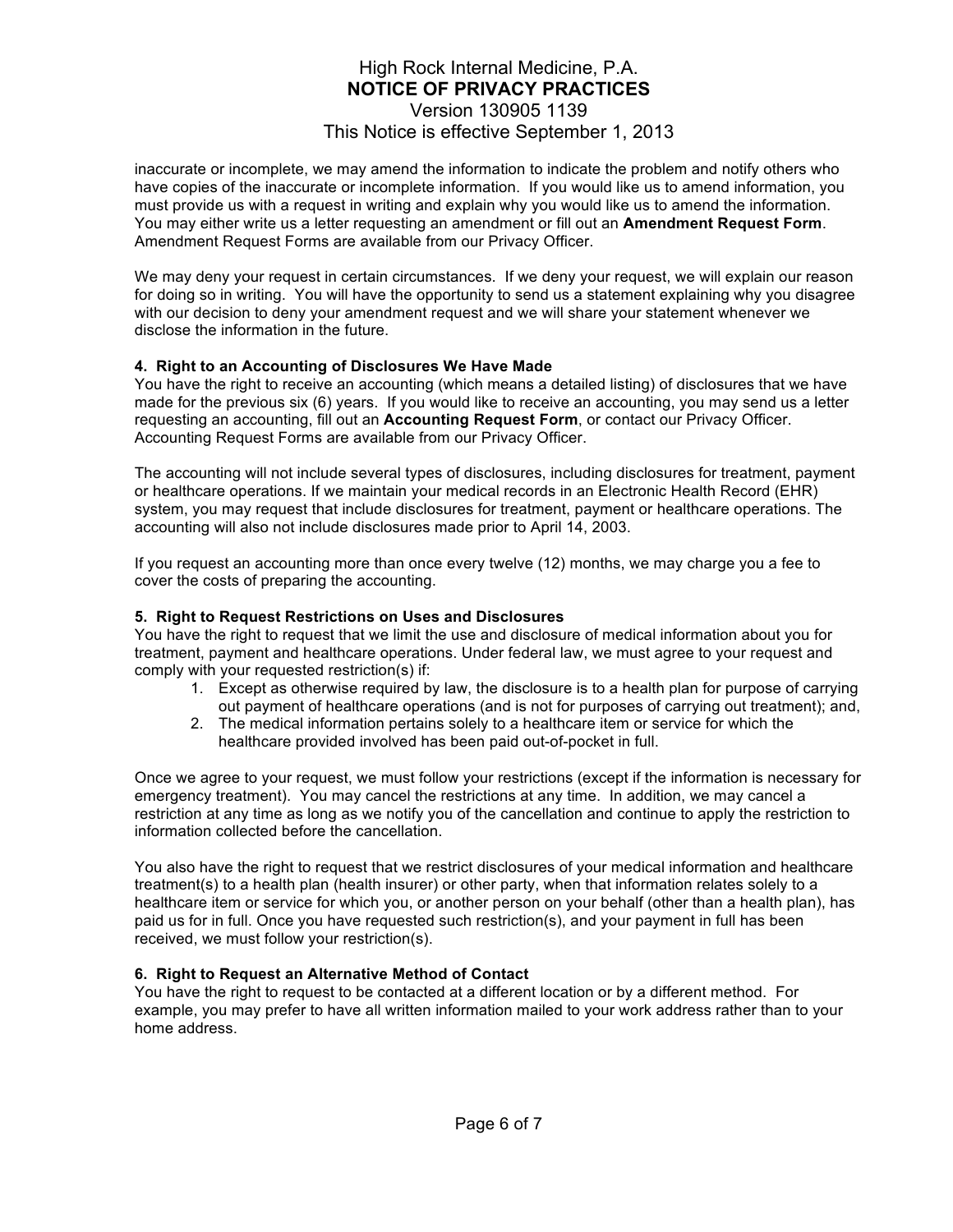inaccurate or incomplete, we may amend the information to indicate the problem and notify others who have copies of the inaccurate or incomplete information. If you would like us to amend information, you must provide us with a request in writing and explain why you would like us to amend the information. You may either write us a letter requesting an amendment or fill out an **Amendment Request Form**. Amendment Request Forms are available from our Privacy Officer.

We may deny your request in certain circumstances. If we deny your request, we will explain our reason for doing so in writing. You will have the opportunity to send us a statement explaining why you disagree with our decision to deny your amendment request and we will share your statement whenever we disclose the information in the future.

**4. Right to an Accounting of Disclosures We Have Made**

You have the right to receive an accounting (which means a detailed listing) of disclosures that we have made for the previous six (6) years. If you would like to receive an accounting, you may send us a letter requesting an accounting, fill out an **Accounting Request Form**, or contact our Privacy Officer. Accounting Request Forms are available from our Privacy Officer.

The accounting will not include several types of disclosures, including disclosures for treatment, payment or healthcare operations. If we maintain your medical records in an Electronic Health Record (EHR) system, you may request that include disclosures for treatment, payment or healthcare operations. The accounting will also not include disclosures made prior to April 14, 2003.

If you request an accounting more than once every twelve (12) months, we may charge you a fee to cover the costs of preparing the accounting.

**5. Right to Request Restrictions on Uses and Disclosures**

You have the right to request that we limit the use and disclosure of medical information about you for treatment, payment and healthcare operations. Under federal law, we must agree to your request and comply with your requested restriction(s) if:

1. Except as otherwise required by law, the disclosure is to a health plan for purpose of carrying out payment of healthcare operations (and is not for purposes of carrying out treatment); and,
2. The medical information pertains solely to a healthcare item or service for which the healthcare provided involved has been paid out-of-pocket in full.

Once we agree to your request, we must follow your restrictions (except if the information is necessary for emergency treatment). You may cancel the restrictions at any time. In addition, we may cancel a restriction at any time as long as we notify you of the cancellation and continue to apply the restriction to information collected before the cancellation.

You also have the right to request that we restrict disclosures of your medical information and healthcare treatment(s) to a health plan (health insurer) or other party, when that information relates solely to a healthcare item or service for which you, or another person on your behalf (other than a health plan), has paid us for in full. Once you have requested such restriction(s), and your payment in full has been received, we must follow your restriction(s).

**6. Right to Request an Alternative Method of Contact**

You have the right to request to be contacted at a different location or by a different method. For example, you may prefer to have all written information mailed to your work address rather than to your home address.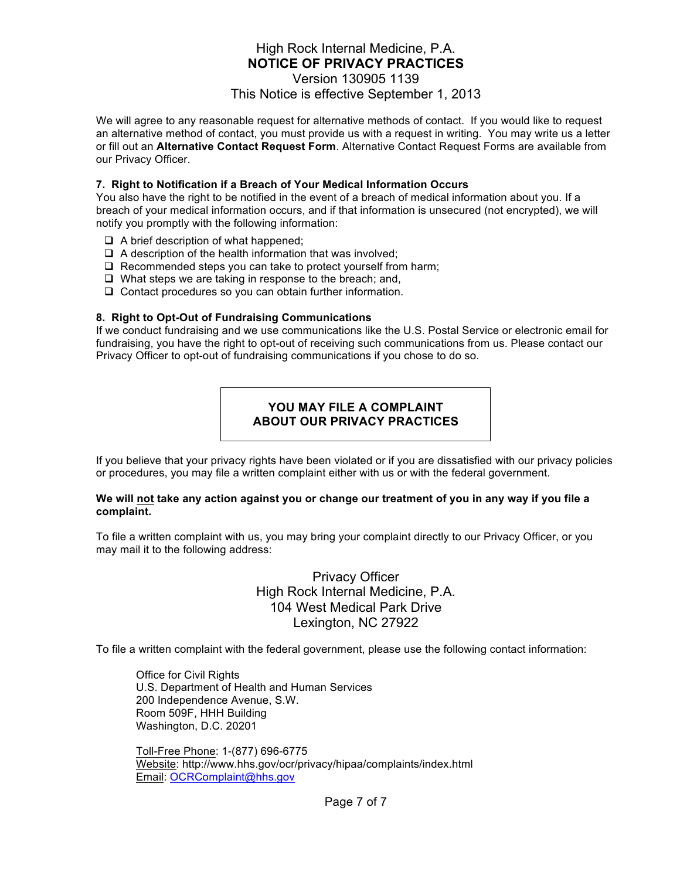We will agree to any reasonable request for alternative methods of contact. If you would like to request an alternative method of contact, you must provide us with a request in writing. You may write us a letter or fill out an **Alternative Contact Request Form**. Alternative Contact Request Forms are available from our Privacy Officer.

**7. Right to Notification if a Breach of Your Medical Information Occurs**

You also have the right to be notified in the event of a breach of medical information about you. If a breach of your medical information occurs, and if that information is unsecured (not encrypted), we will notify you promptly with the following information:

- A brief description of what happened;
- A description of the health information that was involved;
- Recommended steps you can take to protect yourself from harm;
- What steps we are taking in response to the breach; and,
- Contact procedures so you can obtain further information.

**8. Right to Opt-Out of Fundraising Communications**

If we conduct fundraising and we use communications like the U.S. Postal Service or electronic email for fundraising, you have the right to opt-out of receiving such communications from us. Please contact our Privacy Officer to opt-out of fundraising communications if you chose to do so.

## YOU MAY FILE A COMPLAINT ABOUT OUR PRIVACY PRACTICES

If you believe that your privacy rights have been violated or if you are dissatisfied with our privacy policies or procedures, you may file a written complaint either with us or with the federal government.

**We will not take any action against you or change our treatment of you in any way if you file a complaint.**

To file a written complaint with us, you may bring your complaint directly to our Privacy Officer, or you may mail it to the following address:

Privacy Officer
High Rock Internal Medicine, P.A.
104 West Medical Park Drive
Lexington, NC 27922

To file a written complaint with the federal government, please use the following contact information:

Office for Civil Rights
U.S. Department of Health and Human Services
200 Independence Avenue, S.W.
Room 509F, HHH Building
Washington, D.C. 20201

Toll-Free Phone: 1-(877) 696-6775
Website: http://www.hhs.gov/ocr/privacy/hipaa/complaints/index.html
Email: OCRComplaint@hhs.gov